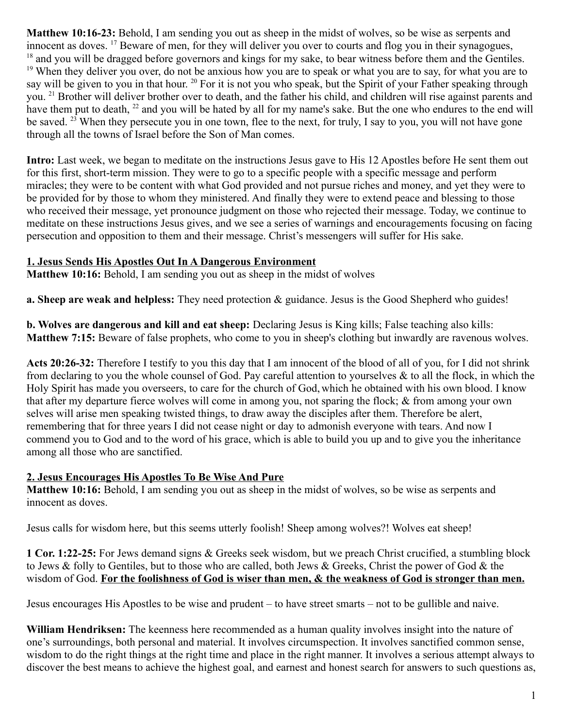**Matthew 10:16-23:** Behold, I am sending you out as sheep in the midst of wolves, so be wise as serpents and innocent as doves. [17] Beware of men, for they will deliver you over to courts and flog you in their synagogues, [18] and you will be dragged before governors and kings for my sake, to bear witness before them and the Gentiles. [19] When they deliver you over, do not be anxious how you are to speak or what you are to say, for what you are to say will be given to you in that hour. [20] For it is not you who speak, but the Spirit of your Father speaking through you. [21] Brother will deliver brother over to death, and the father his child, and children will rise against parents and have them put to death, [22] and you will be hated by all for my name's sake. But the one who endures to the end will be saved. [23] When they persecute you in one town, flee to the next, for truly, I say to you, you will not have gone through all the towns of Israel before the Son of Man comes.

**Intro:** Last week, we began to meditate on the instructions Jesus gave to His 12 Apostles before He sent them out for this first, short-term mission. They were to go to a specific people with a specific message and perform miracles; they were to be content with what God provided and not pursue riches and money, and yet they were to be provided for by those to whom they ministered. And finally they were to extend peace and blessing to those who received their message, yet pronounce judgment on those who rejected their message. Today, we continue to meditate on these instructions Jesus gives, and we see a series of warnings and encouragements focusing on facing persecution and opposition to them and their message. Christ's messengers will suffer for His sake.

## <u>1. Jesus Sends His Apostles Out In A Dangerous Environment</u>

**Matthew 10:16:** Behold, I am sending you out as sheep in the midst of wolves

**a. Sheep are weak and helpless:** They need protection & guidance. Jesus is the Good Shepherd who guides!

**b. Wolves are dangerous and kill and eat sheep:** Declaring Jesus is King kills; False teaching also kills:
**Matthew 7:15:** Beware of false prophets, who come to you in sheep's clothing but inwardly are ravenous wolves.

**Acts 20:26-32:** Therefore I testify to you this day that I am innocent of the blood of all of you, for I did not shrink from declaring to you the whole counsel of God. Pay careful attention to yourselves & to all the flock, in which the Holy Spirit has made you overseers, to care for the church of God, which he obtained with his own blood. I know that after my departure fierce wolves will come in among you, not sparing the flock; & from among your own selves will arise men speaking twisted things, to draw away the disciples after them. Therefore be alert, remembering that for three years I did not cease night or day to admonish everyone with tears. And now I commend you to God and to the word of his grace, which is able to build you up and to give you the inheritance among all those who are sanctified.

## <u>2. Jesus Encourages His Apostles To Be Wise And Pure</u>

**Matthew 10:16:** Behold, I am sending you out as sheep in the midst of wolves, so be wise as serpents and innocent as doves.

Jesus calls for wisdom here, but this seems utterly foolish! Sheep among wolves?! Wolves eat sheep!

**1 Cor. 1:22-25:** For Jews demand signs & Greeks seek wisdom, but we preach Christ crucified, a stumbling block to Jews & folly to Gentiles, but to those who are called, both Jews & Greeks, Christ the power of God & the wisdom of God. **<u>For the foolishness of God is wiser than men, & the weakness of God is stronger than men.</u>**

Jesus encourages His Apostles to be wise and prudent – to have street smarts – not to be gullible and naive.

**William Hendriksen:** The keenness here recommended as a human quality involves insight into the nature of one's surroundings, both personal and material. It involves circumspection. It involves sanctified common sense, wisdom to do the right things at the right time and place in the right manner. It involves a serious attempt always to discover the best means to achieve the highest goal, and earnest and honest search for answers to such questions as,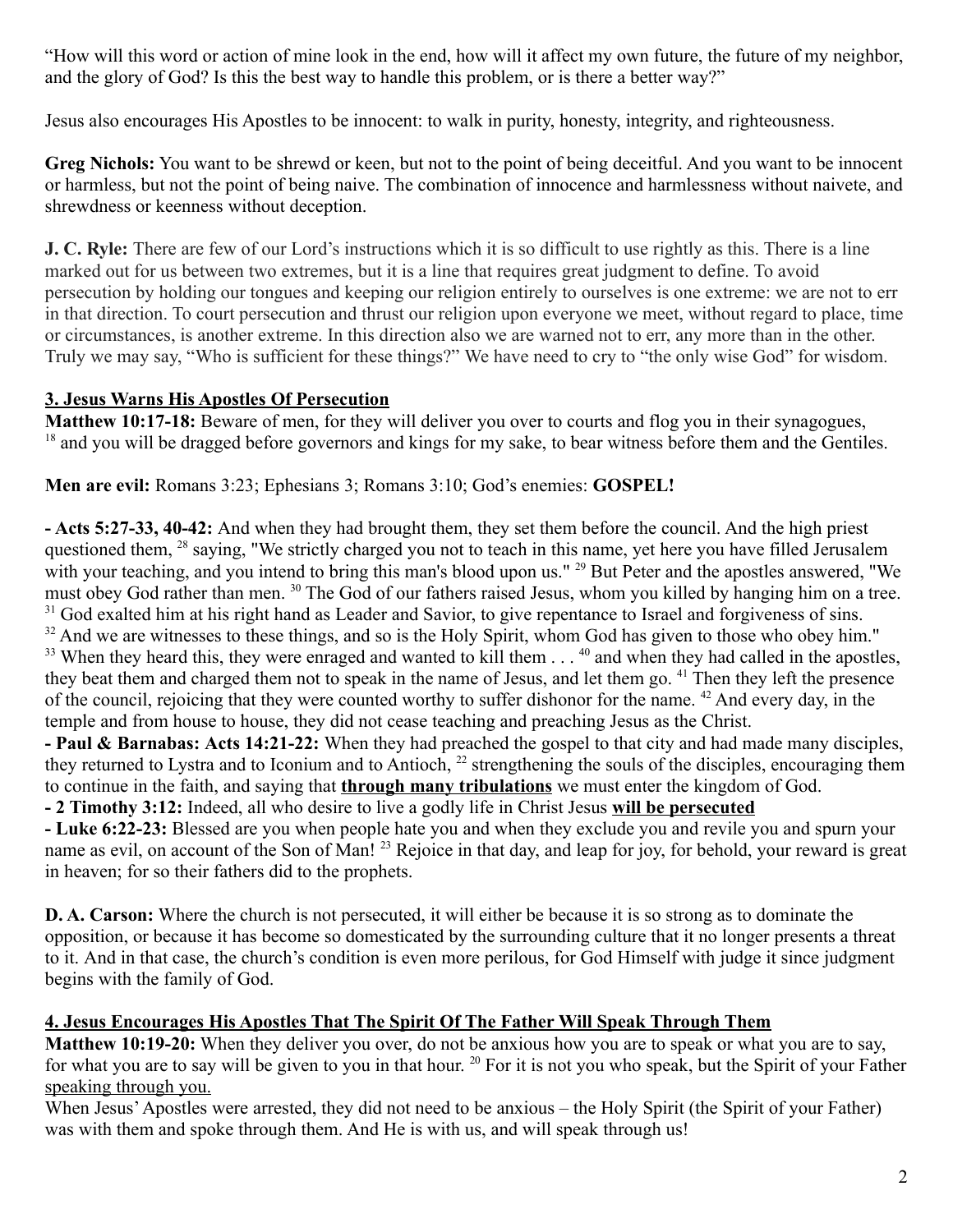"How will this word or action of mine look in the end, how will it affect my own future, the future of my neighbor, and the glory of God? Is this the best way to handle this problem, or is there a better way?"

Jesus also encourages His Apostles to be innocent: to walk in purity, honesty, integrity, and righteousness.

**Greg Nichols:** You want to be shrewd or keen, but not to the point of being deceitful. And you want to be innocent or harmless, but not the point of being naive. The combination of innocence and harmlessness without naivete, and shrewdness or keenness without deception.

**J. C. Ryle:** There are few of our Lord's instructions which it is so difficult to use rightly as this. There is a line marked out for us between two extremes, but it is a line that requires great judgment to define. To avoid persecution by holding our tongues and keeping our religion entirely to ourselves is one extreme: we are not to err in that direction. To court persecution and thrust our religion upon everyone we meet, without regard to place, time or circumstances, is another extreme. In this direction also we are warned not to err, any more than in the other. Truly we may say, "Who is sufficient for these things?" We have need to cry to "the only wise God" for wisdom.

## 3. Jesus Warns His Apostles Of Persecution

**Matthew 10:17-18:** Beware of men, for they will deliver you over to courts and flog you in their synagogues, [18] and you will be dragged before governors and kings for my sake, to bear witness before them and the Gentiles.

**Men are evil:** Romans 3:23; Ephesians 3; Romans 3:10; God's enemies: **GOSPEL!**

**- Acts 5:27-33, 40-42:** And when they had brought them, they set them before the council. And the high priest questioned them, [28] saying, "We strictly charged you not to teach in this name, yet here you have filled Jerusalem with your teaching, and you intend to bring this man's blood upon us." [29] But Peter and the apostles answered, "We must obey God rather than men. [30] The God of our fathers raised Jesus, whom you killed by hanging him on a tree. [31] God exalted him at his right hand as Leader and Savior, to give repentance to Israel and forgiveness of sins. [32] And we are witnesses to these things, and so is the Holy Spirit, whom God has given to those who obey him." [33] When they heard this, they were enraged and wanted to kill them . . . [40] and when they had called in the apostles, they beat them and charged them not to speak in the name of Jesus, and let them go. [41] Then they left the presence of the council, rejoicing that they were counted worthy to suffer dishonor for the name. [42] And every day, in the temple and from house to house, they did not cease teaching and preaching Jesus as the Christ.
**- Paul & Barnabas: Acts 14:21-22:** When they had preached the gospel to that city and had made many disciples, they returned to Lystra and to Iconium and to Antioch, [22] strengthening the souls of the disciples, encouraging them to continue in the faith, and saying that **through many tribulations** we must enter the kingdom of God.
**- 2 Timothy 3:12:** Indeed, all who desire to live a godly life in Christ Jesus **will be persecuted**
**- Luke 6:22-23:** Blessed are you when people hate you and when they exclude you and revile you and spurn your name as evil, on account of the Son of Man! [23] Rejoice in that day, and leap for joy, for behold, your reward is great in heaven; for so their fathers did to the prophets.

**D. A. Carson:** Where the church is not persecuted, it will either be because it is so strong as to dominate the opposition, or because it has become so domesticated by the surrounding culture that it no longer presents a threat to it. And in that case, the church's condition is even more perilous, for God Himself with judge it since judgment begins with the family of God.

## 4. Jesus Encourages His Apostles That The Spirit Of The Father Will Speak Through Them

**Matthew 10:19-20:** When they deliver you over, do not be anxious how you are to speak or what you are to say, for what you are to say will be given to you in that hour. [20] For it is not you who speak, but the Spirit of your Father speaking through you.
When Jesus' Apostles were arrested, they did not need to be anxious – the Holy Spirit (the Spirit of your Father) was with them and spoke through them. And He is with us, and will speak through us!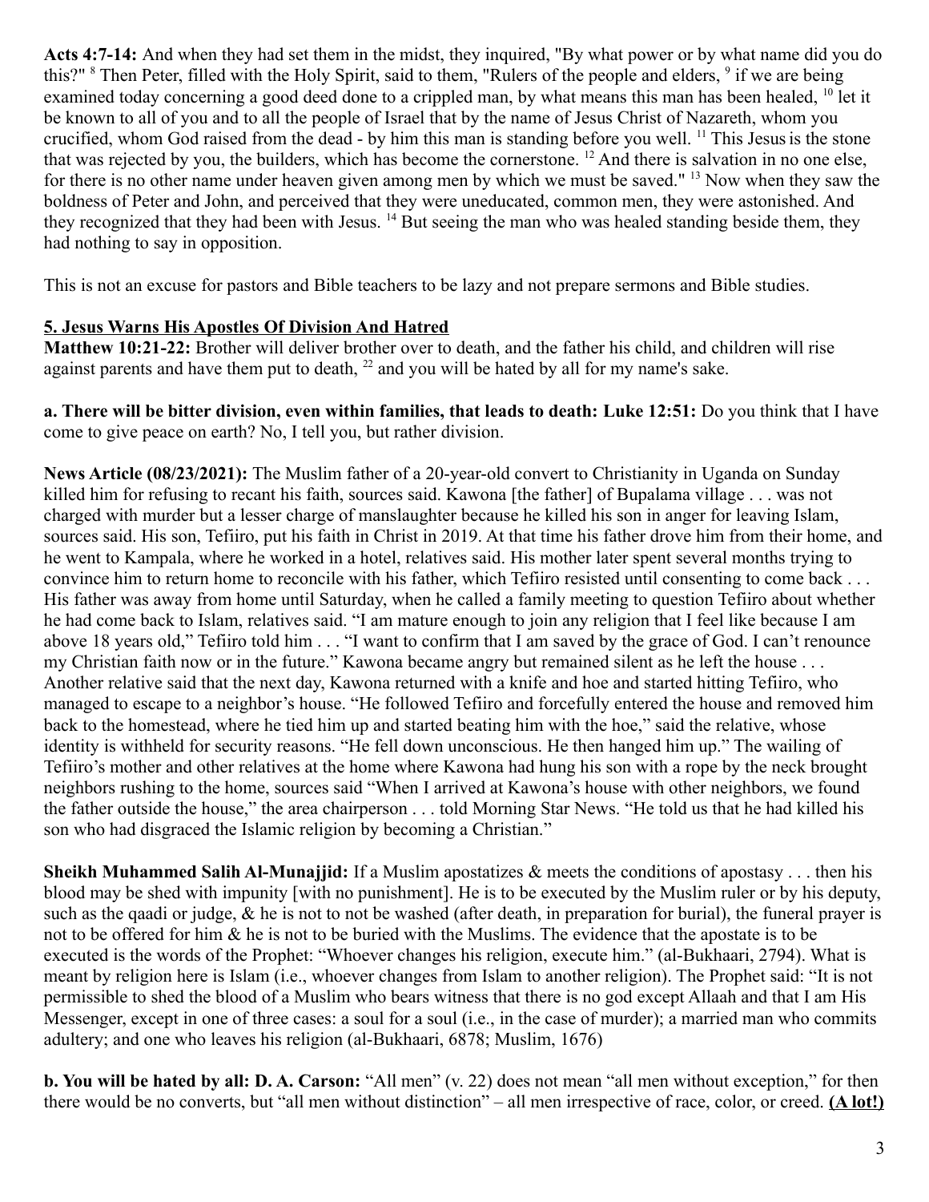**Acts 4:7-14:** And when they had set them in the midst, they inquired, "By what power or by what name did you do this?" [8] Then Peter, filled with the Holy Spirit, said to them, "Rulers of the people and elders, [9] if we are being examined today concerning a good deed done to a crippled man, by what means this man has been healed, [10] let it be known to all of you and to all the people of Israel that by the name of Jesus Christ of Nazareth, whom you crucified, whom God raised from the dead - by him this man is standing before you well. [11] This Jesus is the stone that was rejected by you, the builders, which has become the cornerstone. [12] And there is salvation in no one else, for there is no other name under heaven given among men by which we must be saved." [13] Now when they saw the boldness of Peter and John, and perceived that they were uneducated, common men, they were astonished. And they recognized that they had been with Jesus. [14] But seeing the man who was healed standing beside them, they had nothing to say in opposition.

This is not an excuse for pastors and Bible teachers to be lazy and not prepare sermons and Bible studies.

**5. Jesus Warns His Apostles Of Division And Hatred**

**Matthew 10:21-22:** Brother will deliver brother over to death, and the father his child, and children will rise against parents and have them put to death, [22] and you will be hated by all for my name's sake.

**a. There will be bitter division, even within families, that leads to death: Luke 12:51:** Do you think that I have come to give peace on earth? No, I tell you, but rather division.

**News Article (08/23/2021):** The Muslim father of a 20-year-old convert to Christianity in Uganda on Sunday killed him for refusing to recant his faith, sources said. Kawona [the father] of Bupalama village . . . was not charged with murder but a lesser charge of manslaughter because he killed his son in anger for leaving Islam, sources said. His son, Tefiiro, put his faith in Christ in 2019. At that time his father drove him from their home, and he went to Kampala, where he worked in a hotel, relatives said. His mother later spent several months trying to convince him to return home to reconcile with his father, which Tefiiro resisted until consenting to come back . . . His father was away from home until Saturday, when he called a family meeting to question Tefiiro about whether he had come back to Islam, relatives said. "I am mature enough to join any religion that I feel like because I am above 18 years old," Tefiiro told him . . . "I want to confirm that I am saved by the grace of God. I can't renounce my Christian faith now or in the future." Kawona became angry but remained silent as he left the house . . . Another relative said that the next day, Kawona returned with a knife and hoe and started hitting Tefiiro, who managed to escape to a neighbor's house. "He followed Tefiiro and forcefully entered the house and removed him back to the homestead, where he tied him up and started beating him with the hoe," said the relative, whose identity is withheld for security reasons. "He fell down unconscious. He then hanged him up." The wailing of Tefiiro's mother and other relatives at the home where Kawona had hung his son with a rope by the neck brought neighbors rushing to the home, sources said "When I arrived at Kawona's house with other neighbors, we found the father outside the house," the area chairperson . . . told Morning Star News. "He told us that he had killed his son who had disgraced the Islamic religion by becoming a Christian."

**Sheikh Muhammed Salih Al-Munajjid:** If a Muslim apostatizes & meets the conditions of apostasy . . . then his blood may be shed with impunity [with no punishment]. He is to be executed by the Muslim ruler or by his deputy, such as the qaadi or judge, & he is not to not be washed (after death, in preparation for burial), the funeral prayer is not to be offered for him & he is not to be buried with the Muslims. The evidence that the apostate is to be executed is the words of the Prophet: "Whoever changes his religion, execute him." (al-Bukhaari, 2794). What is meant by religion here is Islam (i.e., whoever changes from Islam to another religion). The Prophet said: "It is not permissible to shed the blood of a Muslim who bears witness that there is no god except Allaah and that I am His Messenger, except in one of three cases: a soul for a soul (i.e., in the case of murder); a married man who commits adultery; and one who leaves his religion (al-Bukhaari, 6878; Muslim, 1676)

**b. You will be hated by all: D. A. Carson:** "All men" (v. 22) does not mean "all men without exception," for then there would be no converts, but "all men without distinction" – all men irrespective of race, color, or creed. **(A lot!)**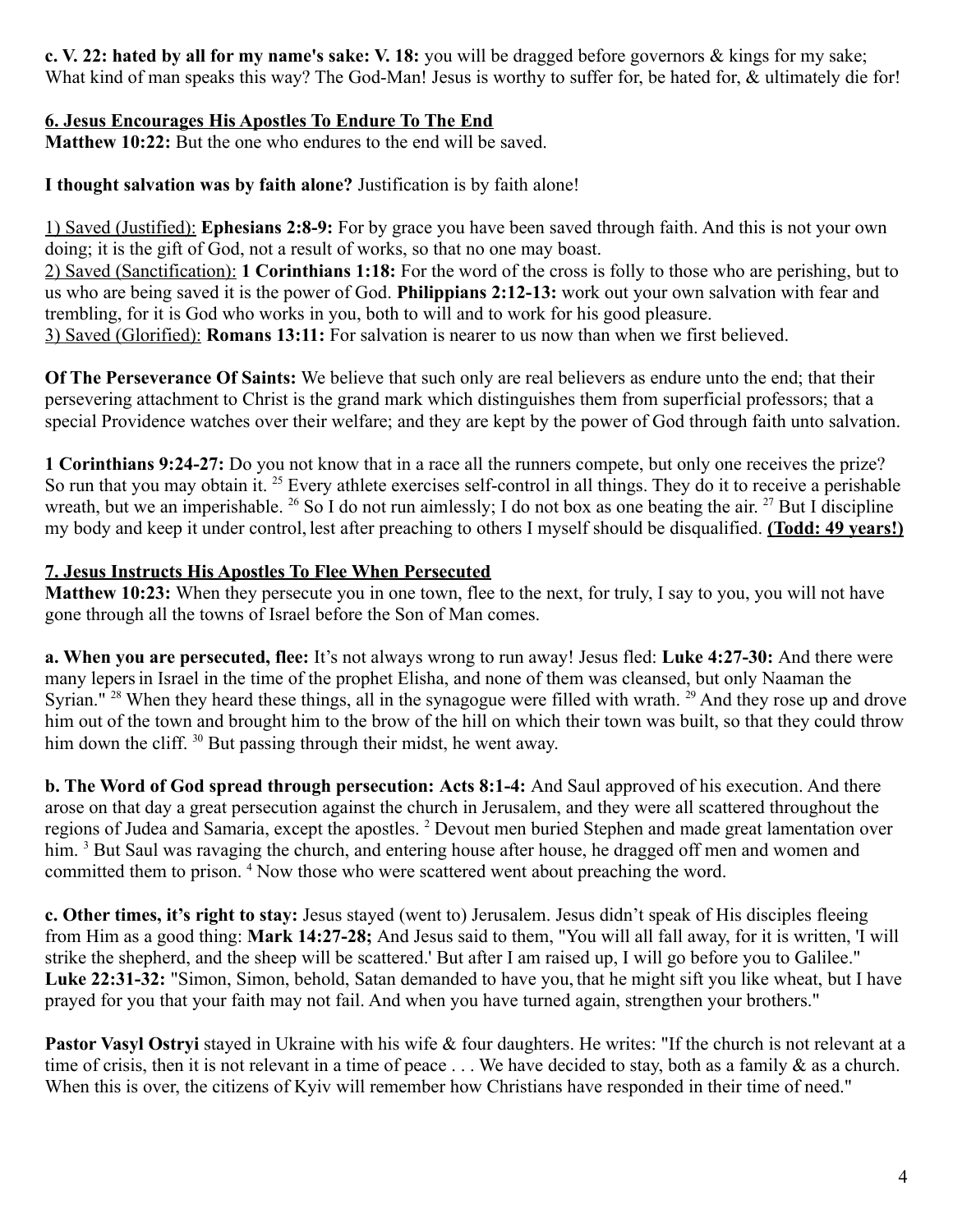**c. V. 22: hated by all for my name's sake: V. 18:** you will be dragged before governors & kings for my sake; What kind of man speaks this way? The God-Man! Jesus is worthy to suffer for, be hated for, & ultimately die for!

**6. Jesus Encourages His Apostles To Endure To The End**

**Matthew 10:22:** But the one who endures to the end will be saved.

**I thought salvation was by faith alone?** Justification is by faith alone!

1) Saved (Justified): **Ephesians 2:8-9:** For by grace you have been saved through faith. And this is not your own doing; it is the gift of God, not a result of works, so that no one may boast.
2) Saved (Sanctification): **1 Corinthians 1:18:** For the word of the cross is folly to those who are perishing, but to us who are being saved it is the power of God. **Philippians 2:12-13:** work out your own salvation with fear and trembling, for it is God who works in you, both to will and to work for his good pleasure.
3) Saved (Glorified): **Romans 13:11:** For salvation is nearer to us now than when we first believed.

**Of The Perseverance Of Saints:** We believe that such only are real believers as endure unto the end; that their persevering attachment to Christ is the grand mark which distinguishes them from superficial professors; that a special Providence watches over their welfare; and they are kept by the power of God through faith unto salvation.

**1 Corinthians 9:24-27:** Do you not know that in a race all the runners compete, but only one receives the prize? So run that you may obtain it. [25] Every athlete exercises self-control in all things. They do it to receive a perishable wreath, but we an imperishable. [26] So I do not run aimlessly; I do not box as one beating the air. [27] But I discipline my body and keep it under control, lest after preaching to others I myself should be disqualified. **(Todd: 49 years!)**

**7. Jesus Instructs His Apostles To Flee When Persecuted**

**Matthew 10:23:** When they persecute you in one town, flee to the next, for truly, I say to you, you will not have gone through all the towns of Israel before the Son of Man comes.

**a. When you are persecuted, flee:** It's not always wrong to run away! Jesus fled: **Luke 4:27-30:** And there were many lepers in Israel in the time of the prophet Elisha, and none of them was cleansed, but only Naaman the Syrian." [28] When they heard these things, all in the synagogue were filled with wrath. [29] And they rose up and drove him out of the town and brought him to the brow of the hill on which their town was built, so that they could throw him down the cliff. [30] But passing through their midst, he went away.

**b. The Word of God spread through persecution: Acts 8:1-4:** And Saul approved of his execution. And there arose on that day a great persecution against the church in Jerusalem, and they were all scattered throughout the regions of Judea and Samaria, except the apostles. [2] Devout men buried Stephen and made great lamentation over him. [3] But Saul was ravaging the church, and entering house after house, he dragged off men and women and committed them to prison. [4] Now those who were scattered went about preaching the word.

**c. Other times, it's right to stay:** Jesus stayed (went to) Jerusalem. Jesus didn't speak of His disciples fleeing from Him as a good thing: **Mark 14:27-28;** And Jesus said to them, "You will all fall away, for it is written, 'I will strike the shepherd, and the sheep will be scattered.' But after I am raised up, I will go before you to Galilee." **Luke 22:31-32:** "Simon, Simon, behold, Satan demanded to have you, that he might sift you like wheat, but I have prayed for you that your faith may not fail. And when you have turned again, strengthen your brothers."

**Pastor Vasyl Ostryi** stayed in Ukraine with his wife & four daughters. He writes: "If the church is not relevant at a time of crisis, then it is not relevant in a time of peace . . . We have decided to stay, both as a family & as a church. When this is over, the citizens of Kyiv will remember how Christians have responded in their time of need."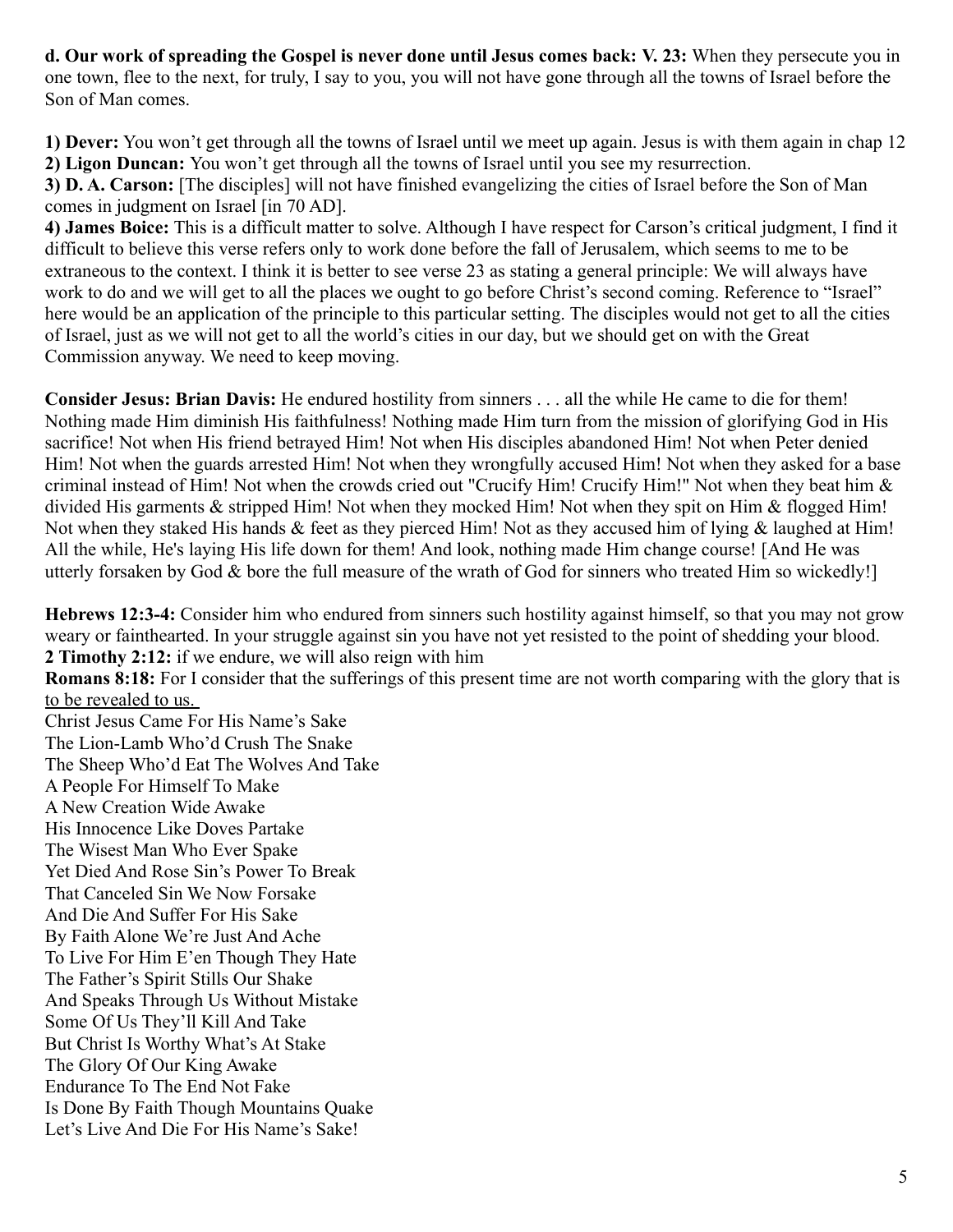**d. Our work of spreading the Gospel is never done until Jesus comes back: V. 23:** When they persecute you in one town, flee to the next, for truly, I say to you, you will not have gone through all the towns of Israel before the Son of Man comes.

**1) Dever:** You won't get through all the towns of Israel until we meet up again. Jesus is with them again in chap 12
**2) Ligon Duncan:** You won't get through all the towns of Israel until you see my resurrection.
**3) D. A. Carson:** [The disciples] will not have finished evangelizing the cities of Israel before the Son of Man comes in judgment on Israel [in 70 AD].
**4) James Boice:** This is a difficult matter to solve. Although I have respect for Carson's critical judgment, I find it difficult to believe this verse refers only to work done before the fall of Jerusalem, which seems to me to be extraneous to the context. I think it is better to see verse 23 as stating a general principle: We will always have work to do and we will get to all the places we ought to go before Christ's second coming. Reference to "Israel" here would be an application of the principle to this particular setting. The disciples would not get to all the cities of Israel, just as we will not get to all the world's cities in our day, but we should get on with the Great Commission anyway. We need to keep moving.

**Consider Jesus: Brian Davis:** He endured hostility from sinners . . . all the while He came to die for them! Nothing made Him diminish His faithfulness! Nothing made Him turn from the mission of glorifying God in His sacrifice! Not when His friend betrayed Him! Not when His disciples abandoned Him! Not when Peter denied Him! Not when the guards arrested Him! Not when they wrongfully accused Him! Not when they asked for a base criminal instead of Him! Not when the crowds cried out "Crucify Him! Crucify Him!" Not when they beat him & divided His garments & stripped Him! Not when they mocked Him! Not when they spit on Him & flogged Him! Not when they staked His hands & feet as they pierced Him! Not as they accused him of lying & laughed at Him! All the while, He's laying His life down for them! And look, nothing made Him change course! [And He was utterly forsaken by God & bore the full measure of the wrath of God for sinners who treated Him so wickedly!]

**Hebrews 12:3-4:** Consider him who endured from sinners such hostility against himself, so that you may not grow weary or fainthearted. In your struggle against sin you have not yet resisted to the point of shedding your blood.
**2 Timothy 2:12:** if we endure, we will also reign with him
**Romans 8:18:** For I consider that the sufferings of this present time are not worth comparing with the glory that is to be revealed to us.

Christ Jesus Came For His Name's Sake
The Lion-Lamb Who'd Crush The Snake
The Sheep Who'd Eat The Wolves And Take
A People For Himself To Make
A New Creation Wide Awake
His Innocence Like Doves Partake
The Wisest Man Who Ever Spake
Yet Died And Rose Sin's Power To Break
That Canceled Sin We Now Forsake
And Die And Suffer For His Sake
By Faith Alone We're Just And Ache
To Live For Him E'en Though They Hate
The Father's Spirit Stills Our Shake
And Speaks Through Us Without Mistake
Some Of Us They'll Kill And Take
But Christ Is Worthy What's At Stake
The Glory Of Our King Awake
Endurance To The End Not Fake
Is Done By Faith Though Mountains Quake
Let's Live And Die For His Name's Sake!